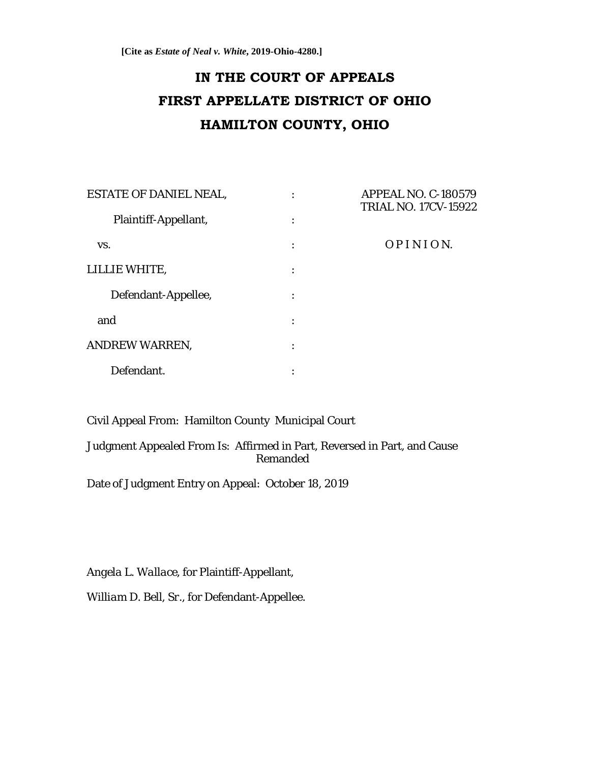**[Cite as *Estate of Neal v. White*, 2019-Ohio-4280.]**

# IN THE COURT OF APPEALS
# FIRST APPELLATE DISTRICT OF OHIO
# HAMILTON COUNTY, OHIO

| | | |
|---|---|---|
| ESTATE OF DANIEL NEAL, | : | APPEAL NO. C-180579<br>TRIAL NO. 17CV-15922 |
| Plaintiff-Appellant, | : | |
| vs. | : | O P I N I O N. |
| LILLIE WHITE, | : | |
| Defendant-Appellee, | : | |
| and | : | |
| ANDREW WARREN, | : | |
| Defendant. | : | |

Civil Appeal From: Hamilton County Municipal Court

Judgment Appealed From Is: Affirmed in Part, Reversed in Part, and Cause Remanded

Date of Judgment Entry on Appeal: October 18, 2019

*Angela L. Wallace*, for Plaintiff-Appellant,

*William D. Bell, Sr.*, for Defendant-Appellee.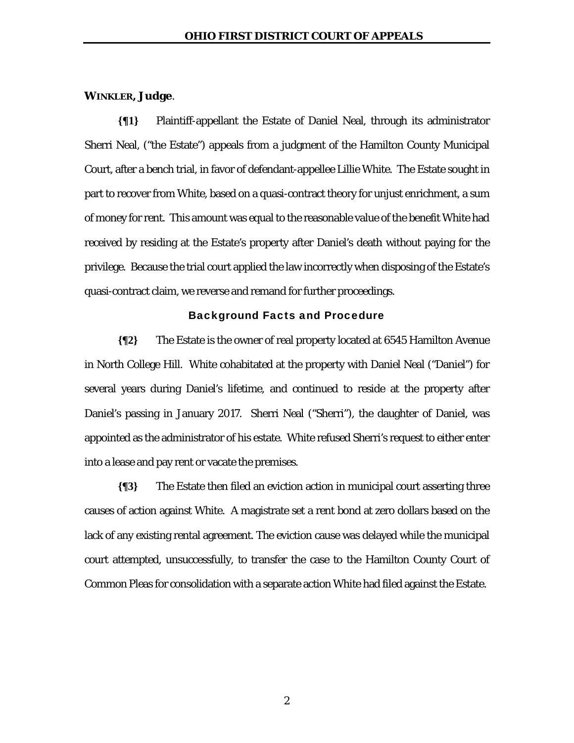**WINKLER, Judge.**

**{¶1}** Plaintiff-appellant the Estate of Daniel Neal, through its administrator Sherri Neal, ("the Estate") appeals from a judgment of the Hamilton County Municipal Court, after a bench trial, in favor of defendant-appellee Lillie White. The Estate sought in part to recover from White, based on a quasi-contract theory for unjust enrichment, a sum of money for rent. This amount was equal to the reasonable value of the benefit White had received by residing at the Estate's property after Daniel's death without paying for the privilege. Because the trial court applied the law incorrectly when disposing of the Estate's quasi-contract claim, we reverse and remand for further proceedings.

## Background Facts and Procedure

**{¶2}** The Estate is the owner of real property located at 6545 Hamilton Avenue in North College Hill. White cohabitated at the property with Daniel Neal ("Daniel") for several years during Daniel's lifetime, and continued to reside at the property after Daniel's passing in January 2017. Sherri Neal ("Sherri"), the daughter of Daniel, was appointed as the administrator of his estate. White refused Sherri's request to either enter into a lease and pay rent or vacate the premises.

**{¶3}** The Estate then filed an eviction action in municipal court asserting three causes of action against White. A magistrate set a rent bond at zero dollars based on the lack of any existing rental agreement. The eviction cause was delayed while the municipal court attempted, unsuccessfully, to transfer the case to the Hamilton County Court of Common Pleas for consolidation with a separate action White had filed against the Estate.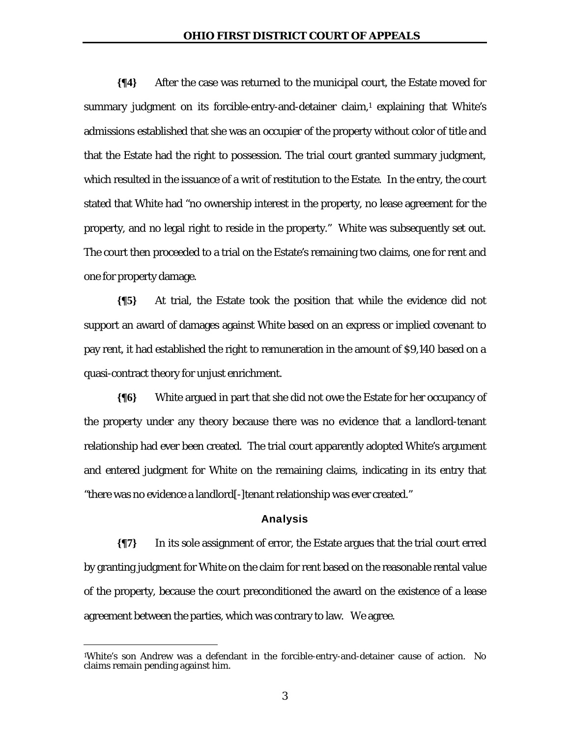**{¶4}** After the case was returned to the municipal court, the Estate moved for summary judgment on its forcible-entry-and-detainer claim,[1] explaining that White's admissions established that she was an occupier of the property without color of title and that the Estate had the right to possession. The trial court granted summary judgment, which resulted in the issuance of a writ of restitution to the Estate. In the entry, the court stated that White had "no ownership interest in the property, no lease agreement for the property, and no legal right to reside in the property." White was subsequently set out. The court then proceeded to a trial on the Estate's remaining two claims, one for rent and one for property damage.

**{¶5}** At trial, the Estate took the position that while the evidence did not support an award of damages against White based on an express or implied covenant to pay rent, it had established the right to remuneration in the amount of $9,140 based on a quasi-contract theory for unjust enrichment.

**{¶6}** White argued in part that she did not owe the Estate for her occupancy of the property under any theory because there was no evidence that a landlord-tenant relationship had ever been created. The trial court apparently adopted White's argument and entered judgment for White on the remaining claims, indicating in its entry that "there was no evidence a landlord[-]tenant relationship was ever created."

## Analysis

**{¶7}** In its sole assignment of error, the Estate argues that the trial court erred by granting judgment for White on the claim for rent based on the reasonable rental value of the property, because the court preconditioned the award on the existence of a lease agreement between the parties, which was contrary to law. We agree.

---

[1]White's son Andrew was a defendant in the forcible-entry-and-detainer cause of action. No claims remain pending against him.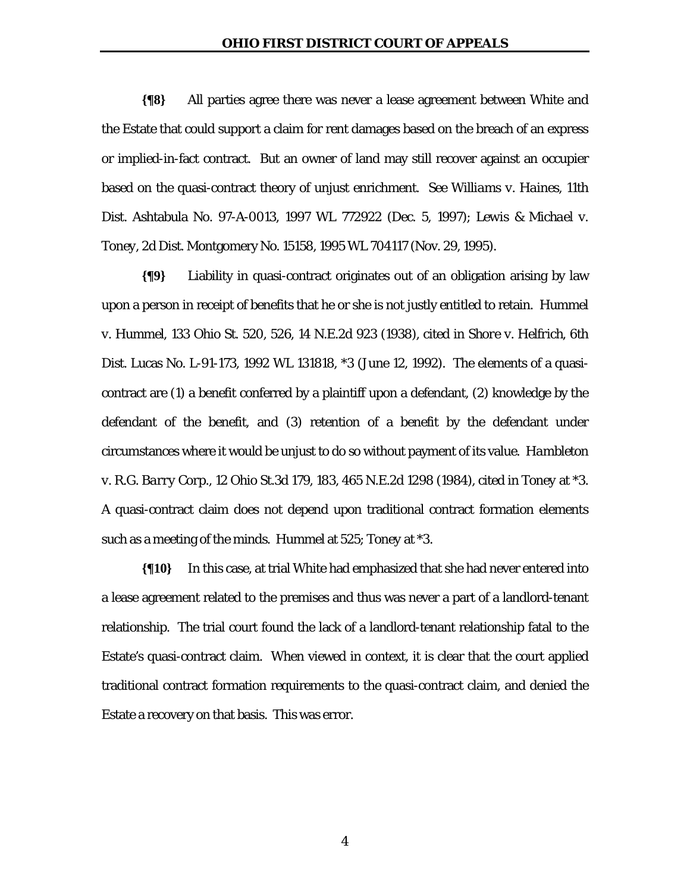**{¶8}** All parties agree there was never a lease agreement between White and the Estate that could support a claim for rent damages based on the breach of an express or implied-in-fact contract. But an owner of land may still recover against an occupier based on the quasi-contract theory of unjust enrichment. *See Williams v. Haines*, 11th Dist. Ashtabula No. 97-A-0013, 1997 WL 772922 (Dec. 5, 1997); *Lewis & Michael v. Toney*, 2d Dist. Montgomery No. 15158, 1995 WL 704117 (Nov. 29, 1995).

**{¶9}** Liability in quasi-contract originates out of an obligation arising by law upon a person in receipt of benefits that he or she is not justly entitled to retain. *Hummel v. Hummel*, 133 Ohio St. 520, 526, 14 N.E.2d 923 (1938), cited in *Shore v. Helfrich*, 6th Dist. Lucas No. L-91-173, 1992 WL 131818, *3 (June 12, 1992). The elements of a quasi-contract are (1) a benefit conferred by a plaintiff upon a defendant, (2) knowledge by the defendant of the benefit, and (3) retention of a benefit by the defendant under circumstances where it would be unjust to do so without payment of its value. *Hambleton v. R.G. Barry Corp.*, 12 Ohio St.3d 179, 183, 465 N.E.2d 1298 (1984), cited in *Toney* at *3. A quasi-contract claim does not depend upon traditional contract formation elements such as a meeting of the minds. *Hummel* at 525; *Toney* at *3.

**{¶10}** In this case, at trial White had emphasized that she had never entered into a lease agreement related to the premises and thus was never a part of a landlord-tenant relationship. The trial court found the lack of a landlord-tenant relationship fatal to the Estate's quasi-contract claim. When viewed in context, it is clear that the court applied traditional contract formation requirements to the quasi-contract claim, and denied the Estate a recovery on that basis. This was error.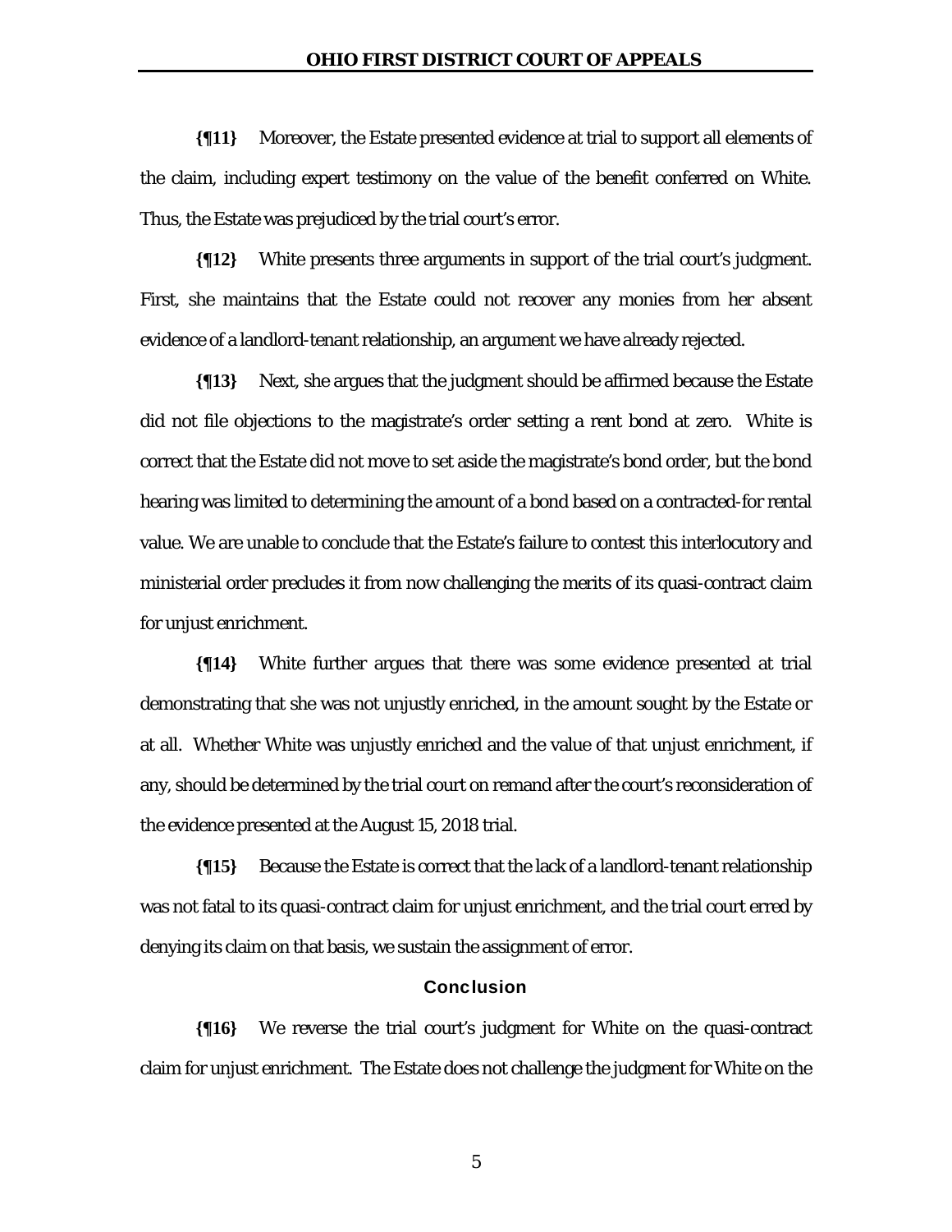**{¶11}** Moreover, the Estate presented evidence at trial to support all elements of the claim, including expert testimony on the value of the benefit conferred on White. Thus, the Estate was prejudiced by the trial court's error.

**{¶12}** White presents three arguments in support of the trial court's judgment. First, she maintains that the Estate could not recover any monies from her absent evidence of a landlord-tenant relationship, an argument we have already rejected.

**{¶13}** Next, she argues that the judgment should be affirmed because the Estate did not file objections to the magistrate's order setting a rent bond at zero. White is correct that the Estate did not move to set aside the magistrate's bond order, but the bond hearing was limited to determining the amount of a bond based on a contracted-for rental value. We are unable to conclude that the Estate's failure to contest this interlocutory and ministerial order precludes it from now challenging the merits of its quasi-contract claim for unjust enrichment.

**{¶14}** White further argues that there was some evidence presented at trial demonstrating that she was not unjustly enriched, in the amount sought by the Estate or at all. Whether White was unjustly enriched and the value of that unjust enrichment, if any, should be determined by the trial court on remand after the court's reconsideration of the evidence presented at the August 15, 2018 trial.

**{¶15}** Because the Estate is correct that the lack of a landlord-tenant relationship was not fatal to its quasi-contract claim for unjust enrichment, and the trial court erred by denying its claim on that basis, we sustain the assignment of error.

## Conclusion

**{¶16}** We reverse the trial court's judgment for White on the quasi-contract claim for unjust enrichment. The Estate does not challenge the judgment for White on the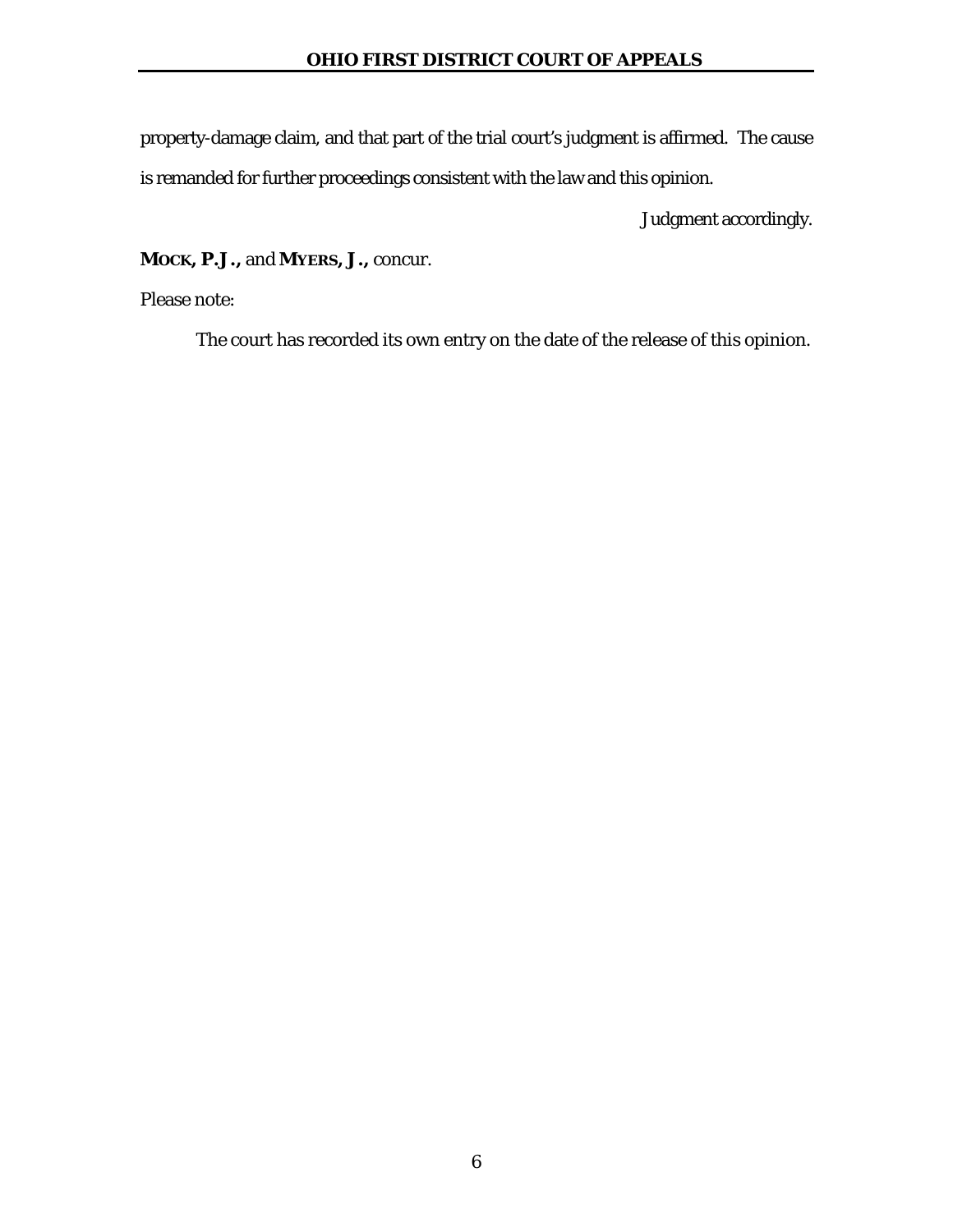property-damage claim, and that part of the trial court's judgment is affirmed. The cause is remanded for further proceedings consistent with the law and this opinion.

Judgment accordingly.

**MOCK, P.J.,** and **MYERS, J.,** concur.

Please note:

The court has recorded its own entry on the date of the release of this opinion.